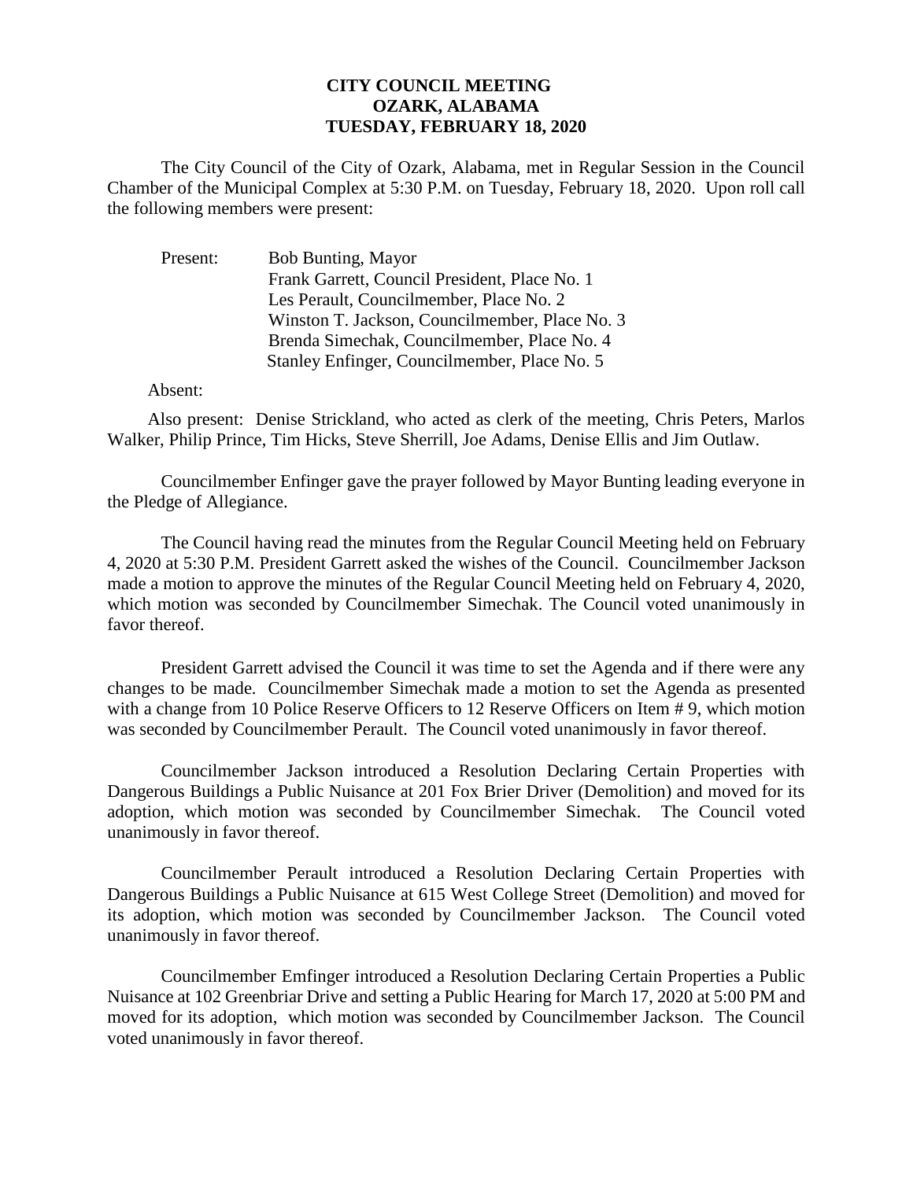**CITY COUNCIL MEETING**
**OZARK, ALABAMA**
**TUESDAY, FEBRUARY 18, 2020**

The City Council of the City of Ozark, Alabama, met in Regular Session in the Council Chamber of the Municipal Complex at 5:30 P.M. on Tuesday, February 18, 2020. Upon roll call the following members were present:

Present: Bob Bunting, Mayor
Frank Garrett, Council President, Place No. 1
Les Perault, Councilmember, Place No. 2
Winston T. Jackson, Councilmember, Place No. 3
Brenda Simechak, Councilmember, Place No. 4
Stanley Enfinger, Councilmember, Place No. 5

Absent:

Also present: Denise Strickland, who acted as clerk of the meeting, Chris Peters, Marlos Walker, Philip Prince, Tim Hicks, Steve Sherrill, Joe Adams, Denise Ellis and Jim Outlaw.

Councilmember Enfinger gave the prayer followed by Mayor Bunting leading everyone in the Pledge of Allegiance.

The Council having read the minutes from the Regular Council Meeting held on February 4, 2020 at 5:30 P.M. President Garrett asked the wishes of the Council. Councilmember Jackson made a motion to approve the minutes of the Regular Council Meeting held on February 4, 2020, which motion was seconded by Councilmember Simechak. The Council voted unanimously in favor thereof.

President Garrett advised the Council it was time to set the Agenda and if there were any changes to be made. Councilmember Simechak made a motion to set the Agenda as presented with a change from 10 Police Reserve Officers to 12 Reserve Officers on Item # 9, which motion was seconded by Councilmember Perault. The Council voted unanimously in favor thereof.

Councilmember Jackson introduced a Resolution Declaring Certain Properties with Dangerous Buildings a Public Nuisance at 201 Fox Brier Driver (Demolition) and moved for its adoption, which motion was seconded by Councilmember Simechak. The Council voted unanimously in favor thereof.

Councilmember Perault introduced a Resolution Declaring Certain Properties with Dangerous Buildings a Public Nuisance at 615 West College Street (Demolition) and moved for its adoption, which motion was seconded by Councilmember Jackson. The Council voted unanimously in favor thereof.

Councilmember Emfinger introduced a Resolution Declaring Certain Properties a Public Nuisance at 102 Greenbriar Drive and setting a Public Hearing for March 17, 2020 at 5:00 PM and moved for its adoption, which motion was seconded by Councilmember Jackson. The Council voted unanimously in favor thereof.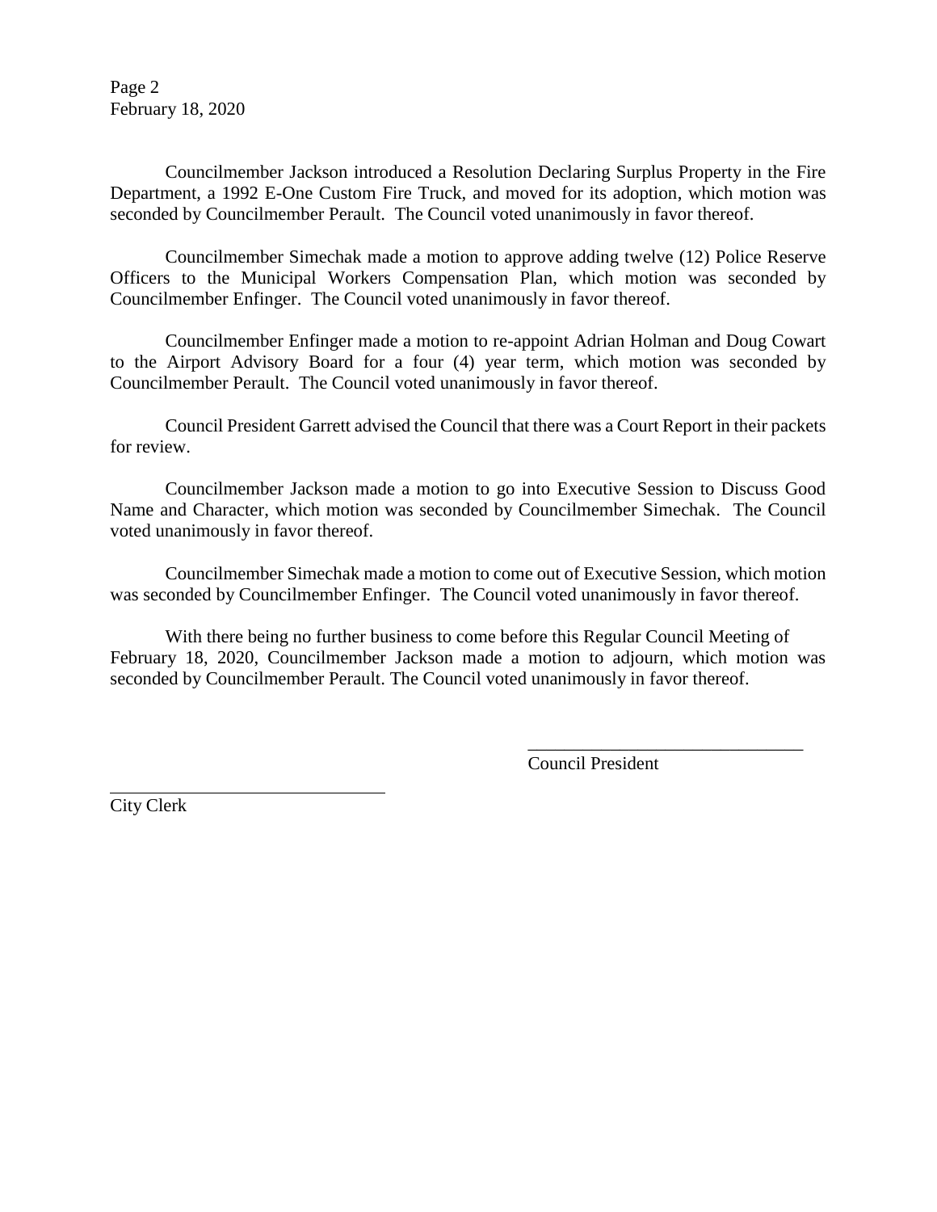Councilmember Jackson introduced a Resolution Declaring Surplus Property in the Fire Department, a 1992 E-One Custom Fire Truck, and moved for its adoption, which motion was seconded by Councilmember Perault. The Council voted unanimously in favor thereof.

Councilmember Simechak made a motion to approve adding twelve (12) Police Reserve Officers to the Municipal Workers Compensation Plan, which motion was seconded by Councilmember Enfinger. The Council voted unanimously in favor thereof.

Councilmember Enfinger made a motion to re-appoint Adrian Holman and Doug Cowart to the Airport Advisory Board for a four (4) year term, which motion was seconded by Councilmember Perault. The Council voted unanimously in favor thereof.

Council President Garrett advised the Council that there was a Court Report in their packets for review.

Councilmember Jackson made a motion to go into Executive Session to Discuss Good Name and Character, which motion was seconded by Councilmember Simechak. The Council voted unanimously in favor thereof.

Councilmember Simechak made a motion to come out of Executive Session, which motion was seconded by Councilmember Enfinger. The Council voted unanimously in favor thereof.

With there being no further business to come before this Regular Council Meeting of February 18, 2020, Councilmember Jackson made a motion to adjourn, which motion was seconded by Councilmember Perault. The Council voted unanimously in favor thereof.

\_\_\_\_\_\_\_\_\_\_\_\_\_\_\_\_\_\_\_\_\_\_\_\_\_\_\_\_\_\_
Council President

\_\_\_\_\_\_\_\_\_\_\_\_\_\_\_\_\_\_\_\_\_\_\_\_\_\_\_\_\_\_
City Clerk